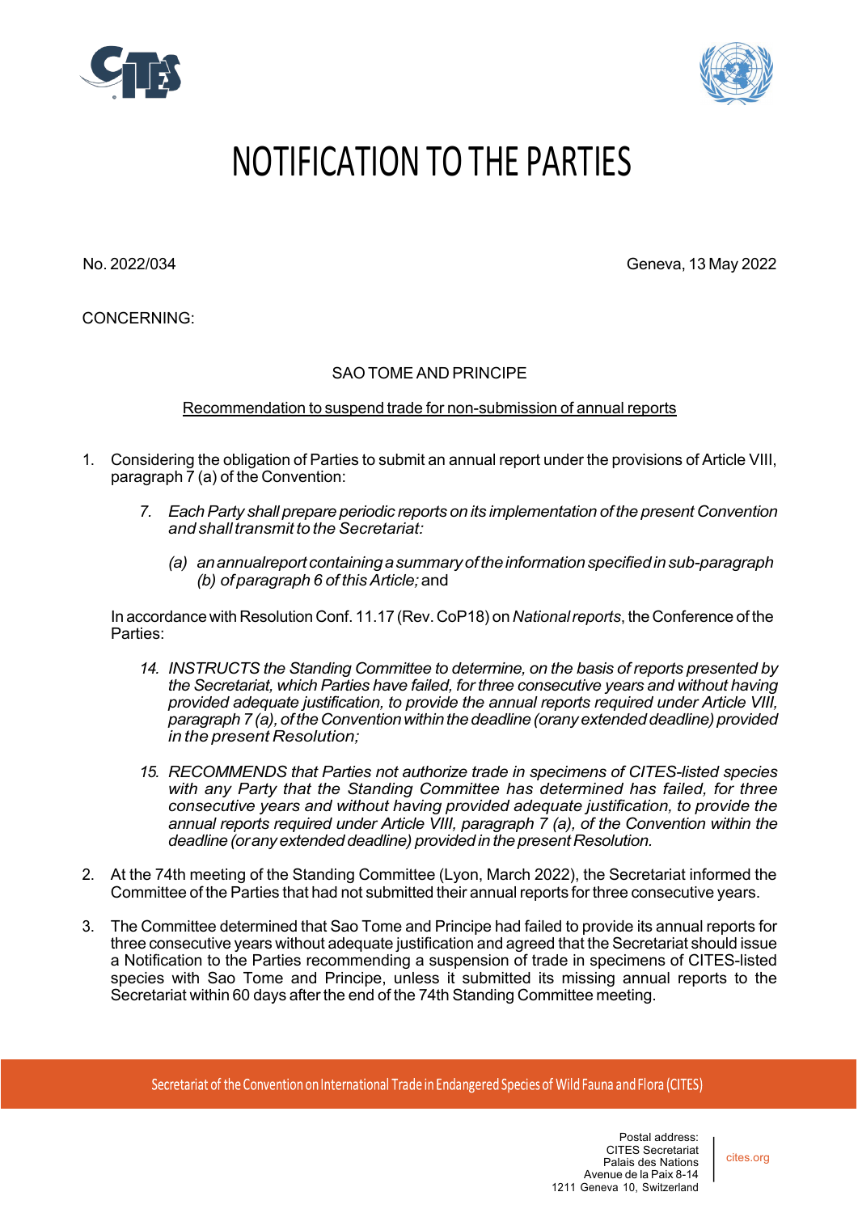# NOTIFICATION TO THE PARTIES

No. 2022/034

Geneva, 13 May 2022

CONCERNING:

SAO TOME AND PRINCIPE

Recommendation to suspend trade for non-submission of annual reports

1. Considering the obligation of Parties to submit an annual report under the provisions of Article VIII, paragraph 7 (a) of the Convention:

   *7. Each Party shall prepare periodic reports on its implementation of the present Convention and shall transmit to the Secretariat:*

   *(a) an annual report containing a summary of the information specified in sub-paragraph (b) of paragraph 6 of this Article;* and

   In accordance with Resolution Conf. 11.17 (Rev. CoP18) on *National reports*, the Conference of the Parties:

   *14. INSTRUCTS the Standing Committee to determine, on the basis of reports presented by the Secretariat, which Parties have failed, for three consecutive years and without having provided adequate justification, to provide the annual reports required under Article VIII, paragraph 7 (a), of the Convention within the deadline (or any extended deadline) provided in the present Resolution;*

   *15. RECOMMENDS that Parties not authorize trade in specimens of CITES-listed species with any Party that the Standing Committee has determined has failed, for three consecutive years and without having provided adequate justification, to provide the annual reports required under Article VIII, paragraph 7 (a), of the Convention within the deadline (or any extended deadline) provided in the present Resolution.*

2. At the 74th meeting of the Standing Committee (Lyon, March 2022), the Secretariat informed the Committee of the Parties that had not submitted their annual reports for three consecutive years.

3. The Committee determined that Sao Tome and Principe had failed to provide its annual reports for three consecutive years without adequate justification and agreed that the Secretariat should issue a Notification to the Parties recommending a suspension of trade in specimens of CITES-listed species with Sao Tome and Principe, unless it submitted its missing annual reports to the Secretariat within 60 days after the end of the 74th Standing Committee meeting.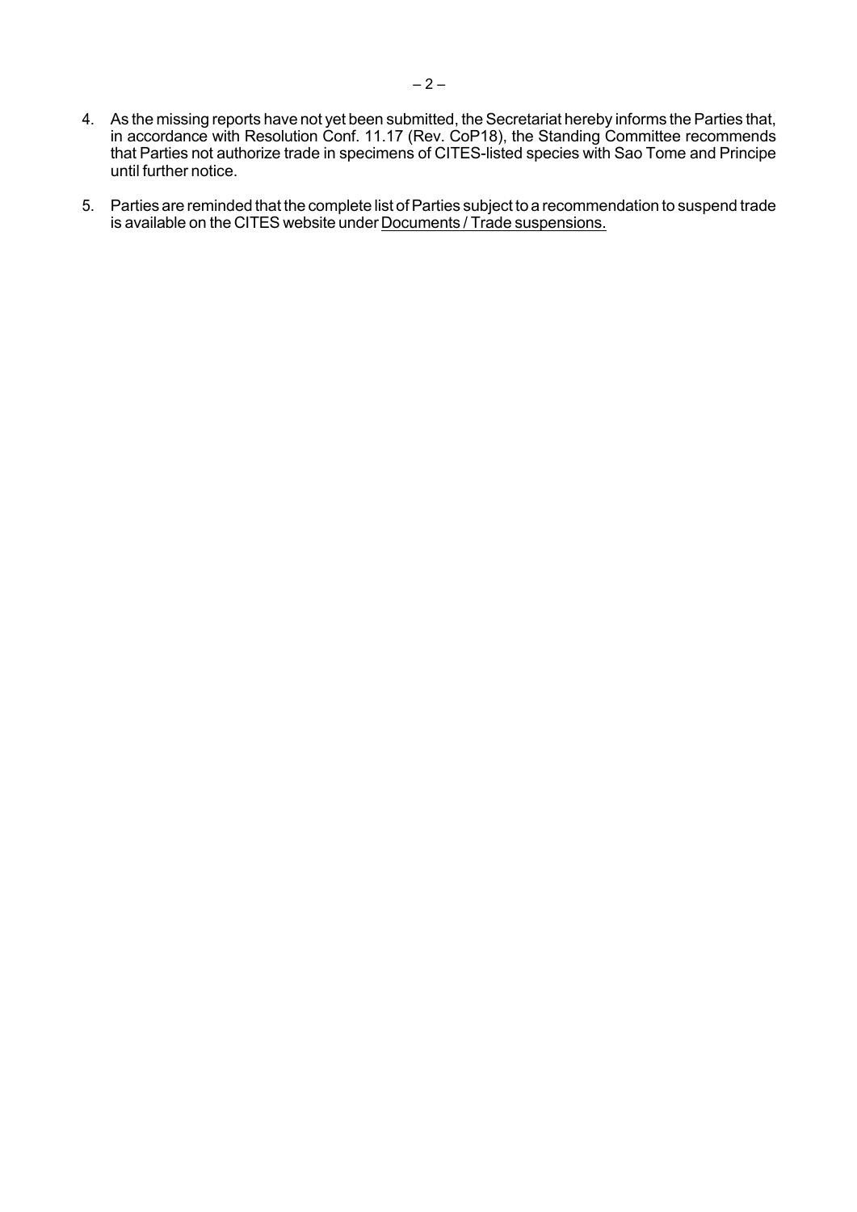4. As the missing reports have not yet been submitted, the Secretariat hereby informs the Parties that, in accordance with Resolution Conf. 11.17 (Rev. CoP18), the Standing Committee recommends that Parties not authorize trade in specimens of CITES-listed species with Sao Tome and Principe until further notice.

5. Parties are reminded that the complete list of Parties subject to a recommendation to suspend trade is available on the CITES website under Documents / Trade suspensions.